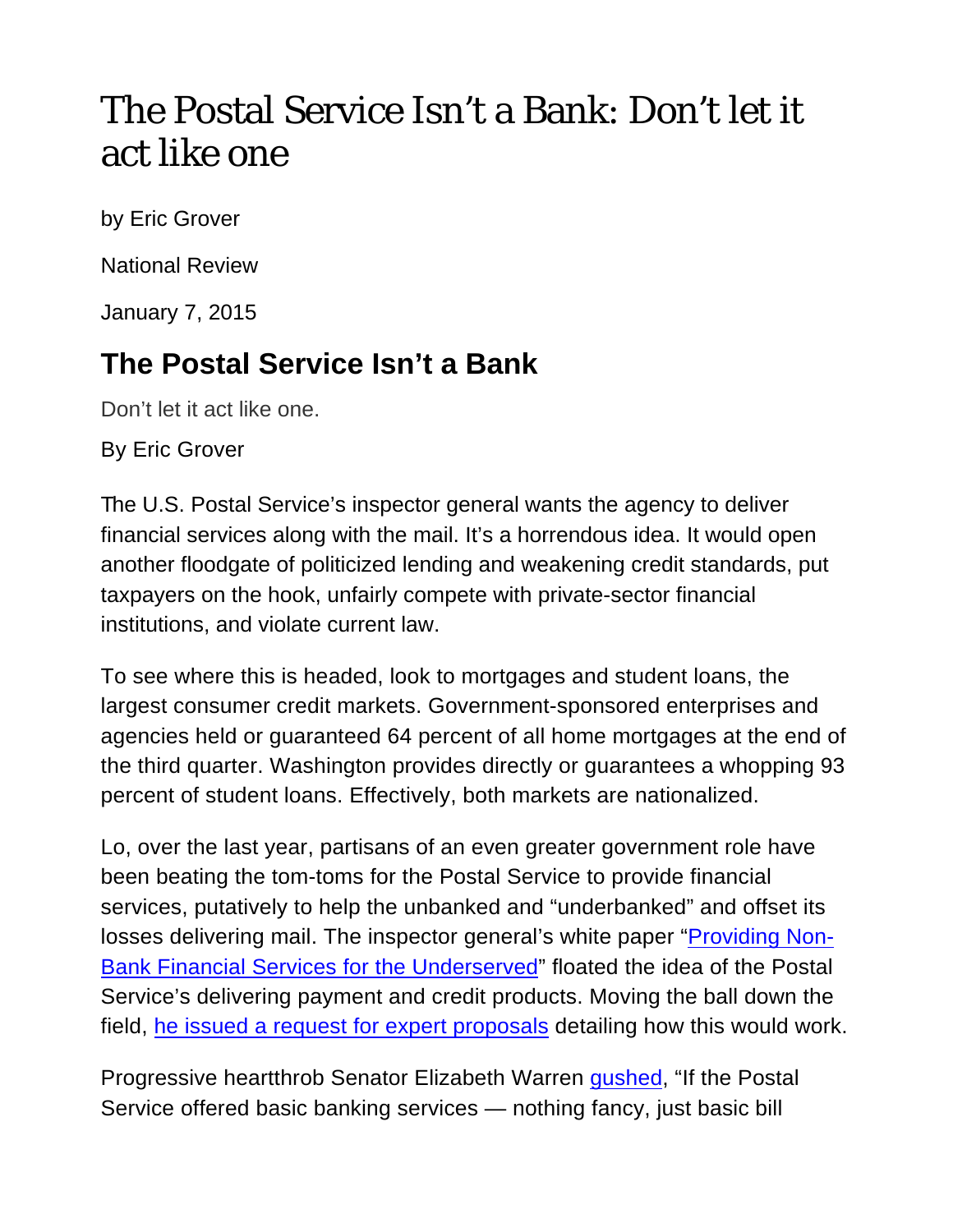# The Postal Service Isn't a Bank: Don't let it act like one

by Eric Grover

National Review

January 7, 2015

## The Postal Service Isn't a Bank

Don't let it act like one.

By Eric Grover

The U.S. Postal Service's inspector general wants the agency to deliver financial services along with the mail. It's a horrendous idea. It would open another floodgate of politicized lending and weakening credit standards, put taxpayers on the hook, unfairly compete with private-sector financial institutions, and violate current law.

To see where this is headed, look to mortgages and student loans, the largest consumer credit markets. Government-sponsored enterprises and agencies held or guaranteed 64 percent of all home mortgages at the end of the third quarter. Washington provides directly or guarantees a whopping 93 percent of student loans. Effectively, both markets are nationalized.

Lo, over the last year, partisans of an even greater government role have been beating the tom-toms for the Postal Service to provide financial services, putatively to help the unbanked and "underbanked" and offset its losses delivering mail. The inspector general's white paper "Providing Non-Bank Financial Services for the Underserved" floated the idea of the Postal Service's delivering payment and credit products. Moving the ball down the field, he issued a request for expert proposals detailing how this would work.

Progressive heartthrob Senator Elizabeth Warren gushed, "If the Postal Service offered basic banking services — nothing fancy, just basic bill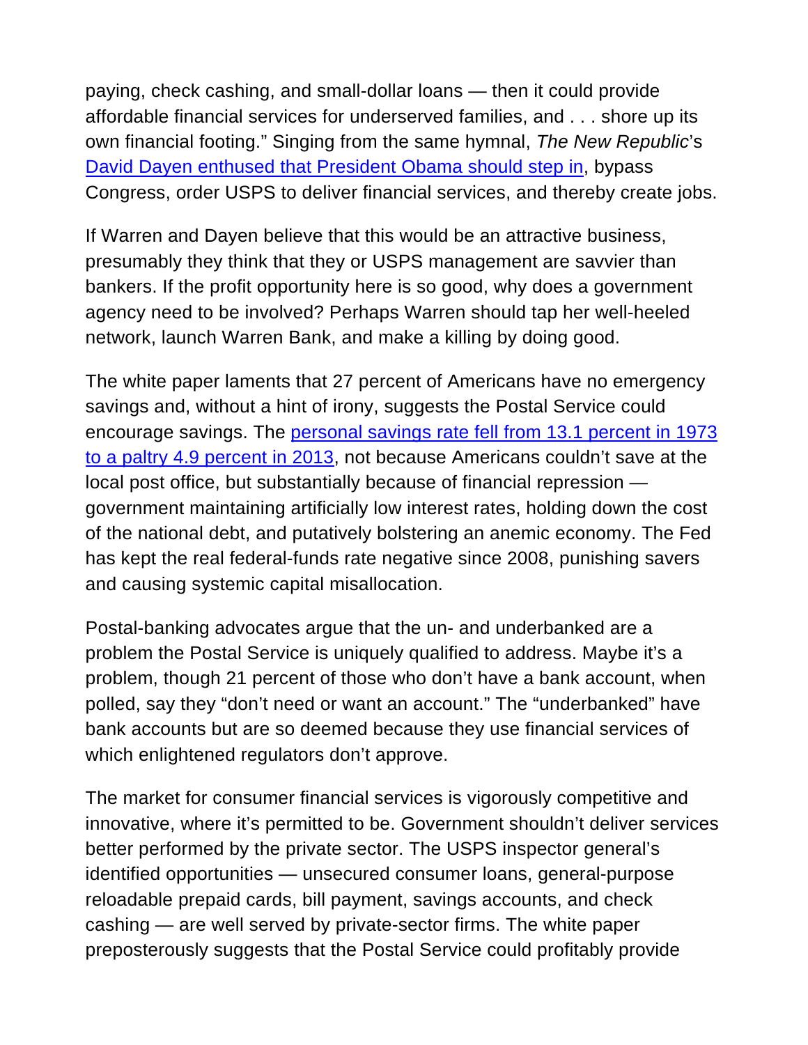paying, check cashing, and small-dollar loans — then it could provide affordable financial services for underserved families, and . . . shore up its own financial footing." Singing from the same hymnal, *The New Republic*'s [David Dayen enthused that President Obama should step in](), bypass Congress, order USPS to deliver financial services, and thereby create jobs.

If Warren and Dayen believe that this would be an attractive business, presumably they think that they or USPS management are savvier than bankers. If the profit opportunity here is so good, why does a government agency need to be involved? Perhaps Warren should tap her well-heeled network, launch Warren Bank, and make a killing by doing good.

The white paper laments that 27 percent of Americans have no emergency savings and, without a hint of irony, suggests the Postal Service could encourage savings. The [personal savings rate fell from 13.1 percent in 1973 to a paltry 4.9 percent in 2013](), not because Americans couldn't save at the local post office, but substantially because of financial repression — government maintaining artificially low interest rates, holding down the cost of the national debt, and putatively bolstering an anemic economy. The Fed has kept the real federal-funds rate negative since 2008, punishing savers and causing systemic capital misallocation.

Postal-banking advocates argue that the un- and underbanked are a problem the Postal Service is uniquely qualified to address. Maybe it's a problem, though 21 percent of those who don't have a bank account, when polled, say they "don't need or want an account." The "underbanked" have bank accounts but are so deemed because they use financial services of which enlightened regulators don't approve.

The market for consumer financial services is vigorously competitive and innovative, where it's permitted to be. Government shouldn't deliver services better performed by the private sector. The USPS inspector general's identified opportunities — unsecured consumer loans, general-purpose reloadable prepaid cards, bill payment, savings accounts, and check cashing — are well served by private-sector firms. The white paper preposterously suggests that the Postal Service could profitably provide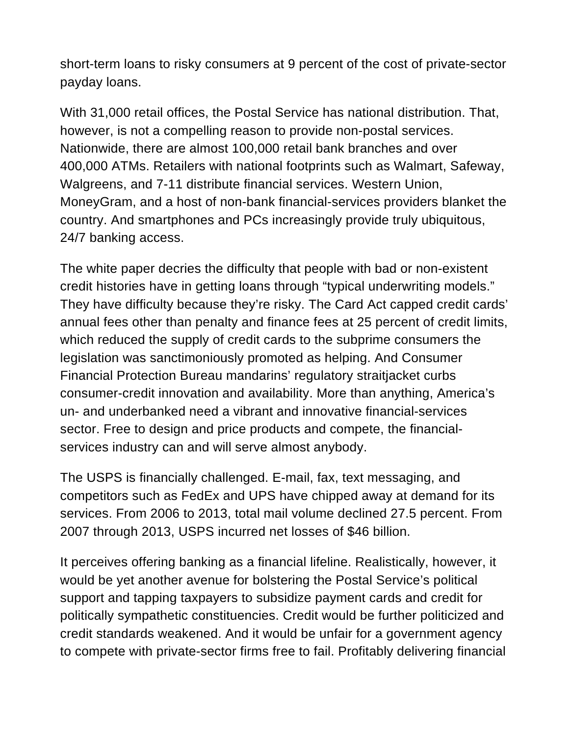short-term loans to risky consumers at 9 percent of the cost of private-sector payday loans.

With 31,000 retail offices, the Postal Service has national distribution. That, however, is not a compelling reason to provide non-postal services. Nationwide, there are almost 100,000 retail bank branches and over 400,000 ATMs. Retailers with national footprints such as Walmart, Safeway, Walgreens, and 7-11 distribute financial services. Western Union, MoneyGram, and a host of non-bank financial-services providers blanket the country. And smartphones and PCs increasingly provide truly ubiquitous, 24/7 banking access.

The white paper decries the difficulty that people with bad or non-existent credit histories have in getting loans through "typical underwriting models." They have difficulty because they're risky. The Card Act capped credit cards' annual fees other than penalty and finance fees at 25 percent of credit limits, which reduced the supply of credit cards to the subprime consumers the legislation was sanctimoniously promoted as helping. And Consumer Financial Protection Bureau mandarins' regulatory straitjacket curbs consumer-credit innovation and availability. More than anything, America's un- and underbanked need a vibrant and innovative financial-services sector. Free to design and price products and compete, the financial-services industry can and will serve almost anybody.

The USPS is financially challenged. E-mail, fax, text messaging, and competitors such as FedEx and UPS have chipped away at demand for its services. From 2006 to 2013, total mail volume declined 27.5 percent. From 2007 through 2013, USPS incurred net losses of $46 billion.

It perceives offering banking as a financial lifeline. Realistically, however, it would be yet another avenue for bolstering the Postal Service's political support and tapping taxpayers to subsidize payment cards and credit for politically sympathetic constituencies. Credit would be further politicized and credit standards weakened. And it would be unfair for a government agency to compete with private-sector firms free to fail. Profitably delivering financial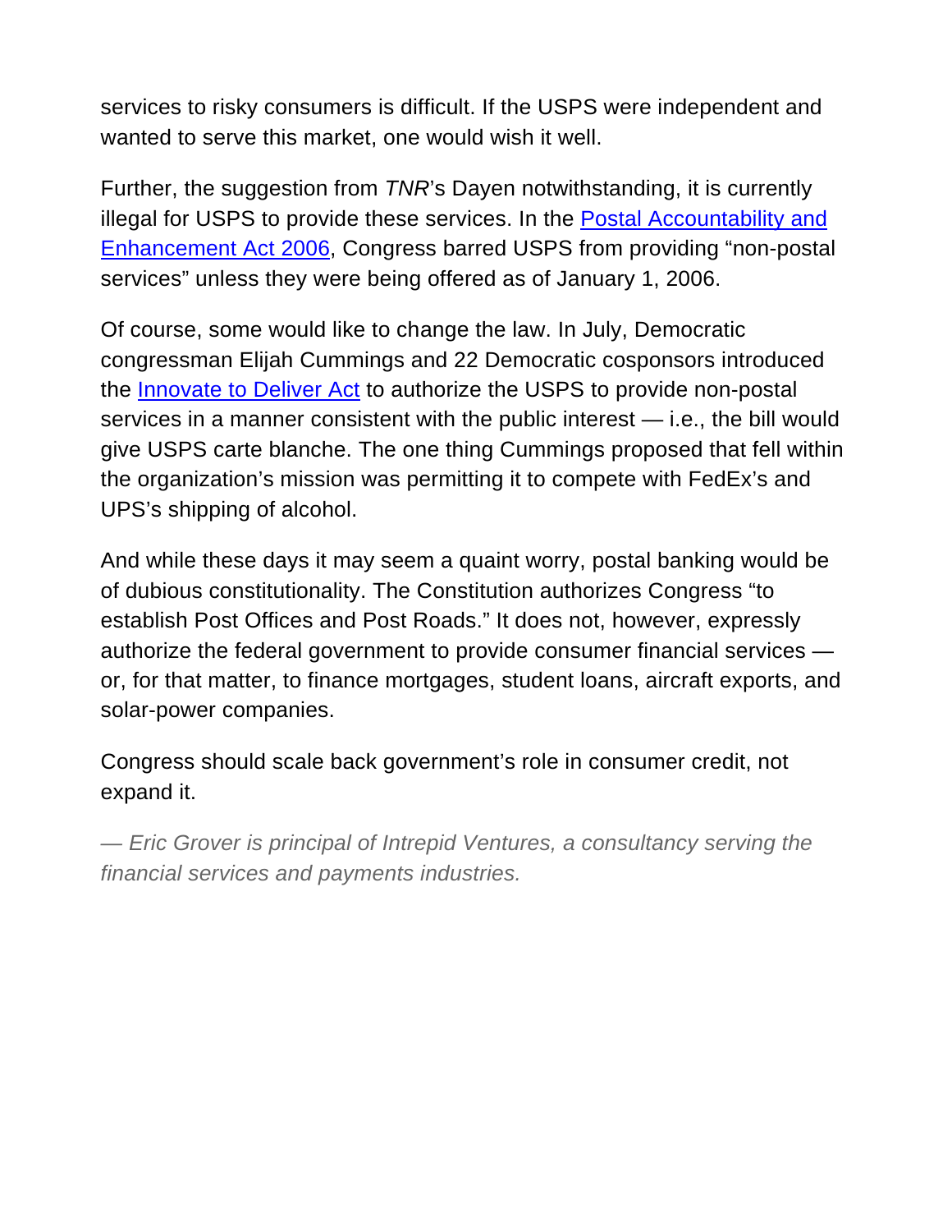services to risky consumers is difficult. If the USPS were independent and wanted to serve this market, one would wish it well.

Further, the suggestion from *TNR*'s Dayen notwithstanding, it is currently illegal for USPS to provide these services. In the [Postal Accountability and Enhancement Act 2006](), Congress barred USPS from providing "non-postal services" unless they were being offered as of January 1, 2006.

Of course, some would like to change the law. In July, Democratic congressman Elijah Cummings and 22 Democratic cosponsors introduced the [Innovate to Deliver Act]() to authorize the USPS to provide non-postal services in a manner consistent with the public interest — i.e., the bill would give USPS carte blanche. The one thing Cummings proposed that fell within the organization's mission was permitting it to compete with FedEx's and UPS's shipping of alcohol.

And while these days it may seem a quaint worry, postal banking would be of dubious constitutionality. The Constitution authorizes Congress "to establish Post Offices and Post Roads." It does not, however, expressly authorize the federal government to provide consumer financial services — or, for that matter, to finance mortgages, student loans, aircraft exports, and solar-power companies.

Congress should scale back government's role in consumer credit, not expand it.

*— Eric Grover is principal of Intrepid Ventures, a consultancy serving the financial services and payments industries.*